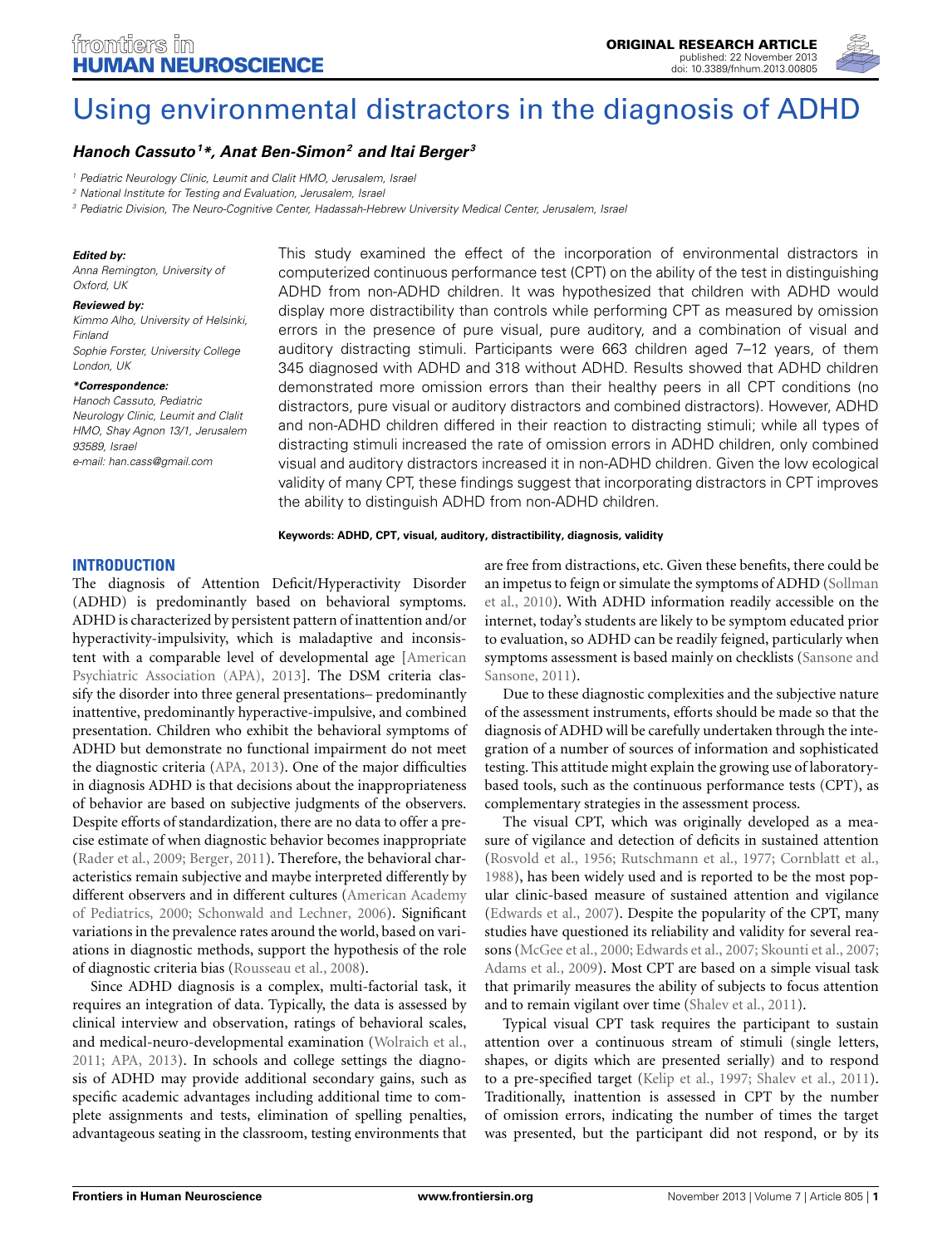ORIGINAL RESEARCH ARTICLE
published: 22 November 2013
doi: 10.3389/fnhum.2013.00805

# Using environmental distractors in the diagnosis of ADHD

***Hanoch Cassuto[1]\*, Anat Ben-Simon[2] and Itai Berger[3]***

[1] *Pediatric Neurology Clinic, Leumit and Clalit HMO, Jerusalem, Israel*
[2] *National Institute for Testing and Evaluation, Jerusalem, Israel*
[3] *Pediatric Division, The Neuro-Cognitive Center, Hadassah-Hebrew University Medical Center, Jerusalem, Israel*

***Edited by:***
*Anna Remington, University of Oxford, UK*

***Reviewed by:***
*Kimmo Alho, University of Helsinki, Finland*
*Sophie Forster, University College London, UK*

***\*Correspondence:***
*Hanoch Cassuto, Pediatric Neurology Clinic, Leumit and Clalit HMO, Shay Agnon 13/1, Jerusalem 93589, Israel*
*e-mail: han.cass@gmail.com*

This study examined the effect of the incorporation of environmental distractors in computerized continuous performance test (CPT) on the ability of the test in distinguishing ADHD from non-ADHD children. It was hypothesized that children with ADHD would display more distractibility than controls while performing CPT as measured by omission errors in the presence of pure visual, pure auditory, and a combination of visual and auditory distracting stimuli. Participants were 663 children aged 7–12 years, of them 345 diagnosed with ADHD and 318 without ADHD. Results showed that ADHD children demonstrated more omission errors than their healthy peers in all CPT conditions (no distractors, pure visual or auditory distractors and combined distractors). However, ADHD and non-ADHD children differed in their reaction to distracting stimuli; while all types of distracting stimuli increased the rate of omission errors in ADHD children, only combined visual and auditory distractors increased it in non-ADHD children. Given the low ecological validity of many CPT, these findings suggest that incorporating distractors in CPT improves the ability to distinguish ADHD from non-ADHD children.

**Keywords: ADHD, CPT, visual, auditory, distractibility, diagnosis, validity**

## INTRODUCTION

The diagnosis of Attention Deficit/Hyperactivity Disorder (ADHD) is predominantly based on behavioral symptoms. ADHD is characterized by persistent pattern of inattention and/or hyperactivity-impulsivity, which is maladaptive and inconsistent with a comparable level of developmental age [American Psychiatric Association (APA), 2013]. The DSM criteria classify the disorder into three general presentations– predominantly inattentive, predominantly hyperactive-impulsive, and combined presentation. Children who exhibit the behavioral symptoms of ADHD but demonstrate no functional impairment do not meet the diagnostic criteria (APA, 2013). One of the major difficulties in diagnosis ADHD is that decisions about the inappropriateness of behavior are based on subjective judgments of the observers. Despite efforts of standardization, there are no data to offer a precise estimate of when diagnostic behavior becomes inappropriate (Rader et al., 2009; Berger, 2011). Therefore, the behavioral characteristics remain subjective and maybe interpreted differently by different observers and in different cultures (American Academy of Pediatrics, 2000; Schonwald and Lechner, 2006). Significant variations in the prevalence rates around the world, based on variations in diagnostic methods, support the hypothesis of the role of diagnostic criteria bias (Rousseau et al., 2008).

Since ADHD diagnosis is a complex, multi-factorial task, it requires an integration of data. Typically, the data is assessed by clinical interview and observation, ratings of behavioral scales, and medical-neuro-developmental examination (Wolraich et al., 2011; APA, 2013). In schools and college settings the diagnosis of ADHD may provide additional secondary gains, such as specific academic advantages including additional time to complete assignments and tests, elimination of spelling penalties, advantageous seating in the classroom, testing environments that are free from distractions, etc. Given these benefits, there could be an impetus to feign or simulate the symptoms of ADHD (Sollman et al., 2010). With ADHD information readily accessible on the internet, today's students are likely to be symptom educated prior to evaluation, so ADHD can be readily feigned, particularly when symptoms assessment is based mainly on checklists (Sansone and Sansone, 2011).

Due to these diagnostic complexities and the subjective nature of the assessment instruments, efforts should be made so that the diagnosis of ADHD will be carefully undertaken through the integration of a number of sources of information and sophisticated testing. This attitude might explain the growing use of laboratory-based tools, such as the continuous performance tests (CPT), as complementary strategies in the assessment process.

The visual CPT, which was originally developed as a measure of vigilance and detection of deficits in sustained attention (Rosvold et al., 1956; Rutschmann et al., 1977; Cornblatt et al., 1988), has been widely used and is reported to be the most popular clinic-based measure of sustained attention and vigilance (Edwards et al., 2007). Despite the popularity of the CPT, many studies have questioned its reliability and validity for several reasons (McGee et al., 2000; Edwards et al., 2007; Skounti et al., 2007; Adams et al., 2009). Most CPT are based on a simple visual task that primarily measures the ability of subjects to focus attention and to remain vigilant over time (Shalev et al., 2011).

Typical visual CPT task requires the participant to sustain attention over a continuous stream of stimuli (single letters, shapes, or digits which are presented serially) and to respond to a pre-specified target (Kelip et al., 1997; Shalev et al., 2011). Traditionally, inattention is assessed in CPT by the number of omission errors, indicating the number of times the target was presented, but the participant did not respond, or by its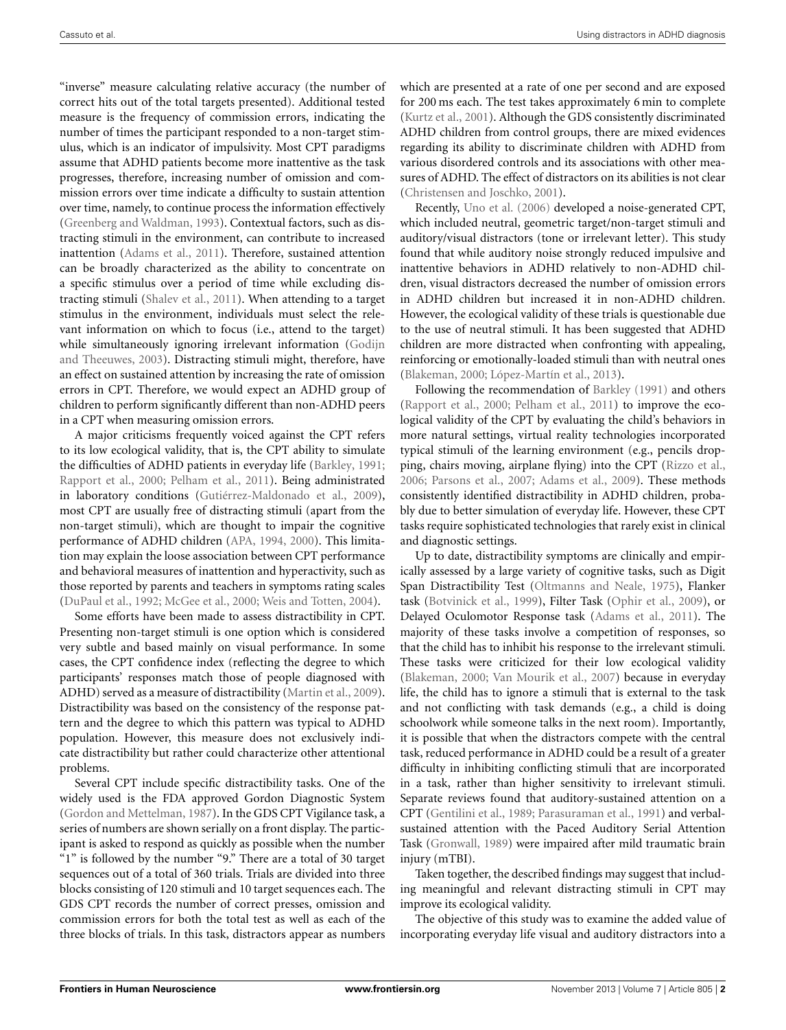"inverse" measure calculating relative accuracy (the number of correct hits out of the total targets presented). Additional tested measure is the frequency of commission errors, indicating the number of times the participant responded to a non-target stimulus, which is an indicator of impulsivity. Most CPT paradigms assume that ADHD patients become more inattentive as the task progresses, therefore, increasing number of omission and commission errors over time indicate a difficulty to sustain attention over time, namely, to continue process the information effectively (Greenberg and Waldman, 1993). Contextual factors, such as distracting stimuli in the environment, can contribute to increased inattention (Adams et al., 2011). Therefore, sustained attention can be broadly characterized as the ability to concentrate on a specific stimulus over a period of time while excluding distracting stimuli (Shalev et al., 2011). When attending to a target stimulus in the environment, individuals must select the relevant information on which to focus (i.e., attend to the target) while simultaneously ignoring irrelevant information (Godijn and Theeuwes, 2003). Distracting stimuli might, therefore, have an effect on sustained attention by increasing the rate of omission errors in CPT. Therefore, we would expect an ADHD group of children to perform significantly different than non-ADHD peers in a CPT when measuring omission errors.

A major criticisms frequently voiced against the CPT refers to its low ecological validity, that is, the CPT ability to simulate the difficulties of ADHD patients in everyday life (Barkley, 1991; Rapport et al., 2000; Pelham et al., 2011). Being administrated in laboratory conditions (Gutiérrez-Maldonado et al., 2009), most CPT are usually free of distracting stimuli (apart from the non-target stimuli), which are thought to impair the cognitive performance of ADHD children (APA, 1994, 2000). This limitation may explain the loose association between CPT performance and behavioral measures of inattention and hyperactivity, such as those reported by parents and teachers in symptoms rating scales (DuPaul et al., 1992; McGee et al., 2000; Weis and Totten, 2004).

Some efforts have been made to assess distractibility in CPT. Presenting non-target stimuli is one option which is considered very subtle and based mainly on visual performance. In some cases, the CPT confidence index (reflecting the degree to which participants' responses match those of people diagnosed with ADHD) served as a measure of distractibility (Martin et al., 2009). Distractibility was based on the consistency of the response pattern and the degree to which this pattern was typical to ADHD population. However, this measure does not exclusively indicate distractibility but rather could characterize other attentional problems.

Several CPT include specific distractibility tasks. One of the widely used is the FDA approved Gordon Diagnostic System (Gordon and Mettelman, 1987). In the GDS CPT Vigilance task, a series of numbers are shown serially on a front display. The participant is asked to respond as quickly as possible when the number "1" is followed by the number "9." There are a total of 30 target sequences out of a total of 360 trials. Trials are divided into three blocks consisting of 120 stimuli and 10 target sequences each. The GDS CPT records the number of correct presses, omission and commission errors for both the total test as well as each of the three blocks of trials. In this task, distractors appear as numbers which are presented at a rate of one per second and are exposed for 200 ms each. The test takes approximately 6 min to complete (Kurtz et al., 2001). Although the GDS consistently discriminated ADHD children from control groups, there are mixed evidences regarding its ability to discriminate children with ADHD from various disordered controls and its associations with other measures of ADHD. The effect of distractors on its abilities is not clear (Christensen and Joschko, 2001).

Recently, Uno et al. (2006) developed a noise-generated CPT, which included neutral, geometric target/non-target stimuli and auditory/visual distractors (tone or irrelevant letter). This study found that while auditory noise strongly reduced impulsive and inattentive behaviors in ADHD relatively to non-ADHD children, visual distractors decreased the number of omission errors in ADHD children but increased it in non-ADHD children. However, the ecological validity of these trials is questionable due to the use of neutral stimuli. It has been suggested that ADHD children are more distracted when confronting with appealing, reinforcing or emotionally-loaded stimuli than with neutral ones (Blakeman, 2000; López-Martín et al., 2013).

Following the recommendation of Barkley (1991) and others (Rapport et al., 2000; Pelham et al., 2011) to improve the ecological validity of the CPT by evaluating the child's behaviors in more natural settings, virtual reality technologies incorporated typical stimuli of the learning environment (e.g., pencils dropping, chairs moving, airplane flying) into the CPT (Rizzo et al., 2006; Parsons et al., 2007; Adams et al., 2009). These methods consistently identified distractibility in ADHD children, probably due to better simulation of everyday life. However, these CPT tasks require sophisticated technologies that rarely exist in clinical and diagnostic settings.

Up to date, distractibility symptoms are clinically and empirically assessed by a large variety of cognitive tasks, such as Digit Span Distractibility Test (Oltmanns and Neale, 1975), Flanker task (Botvinick et al., 1999), Filter Task (Ophir et al., 2009), or Delayed Oculomotor Response task (Adams et al., 2011). The majority of these tasks involve a competition of responses, so that the child has to inhibit his response to the irrelevant stimuli. These tasks were criticized for their low ecological validity (Blakeman, 2000; Van Mourik et al., 2007) because in everyday life, the child has to ignore a stimuli that is external to the task and not conflicting with task demands (e.g., a child is doing schoolwork while someone talks in the next room). Importantly, it is possible that when the distractors compete with the central task, reduced performance in ADHD could be a result of a greater difficulty in inhibiting conflicting stimuli that are incorporated in a task, rather than higher sensitivity to irrelevant stimuli. Separate reviews found that auditory-sustained attention on a CPT (Gentilini et al., 1989; Parasuraman et al., 1991) and verbal-sustained attention with the Paced Auditory Serial Attention Task (Gronwall, 1989) were impaired after mild traumatic brain injury (mTBI).

Taken together, the described findings may suggest that including meaningful and relevant distracting stimuli in CPT may improve its ecological validity.

The objective of this study was to examine the added value of incorporating everyday life visual and auditory distractors into a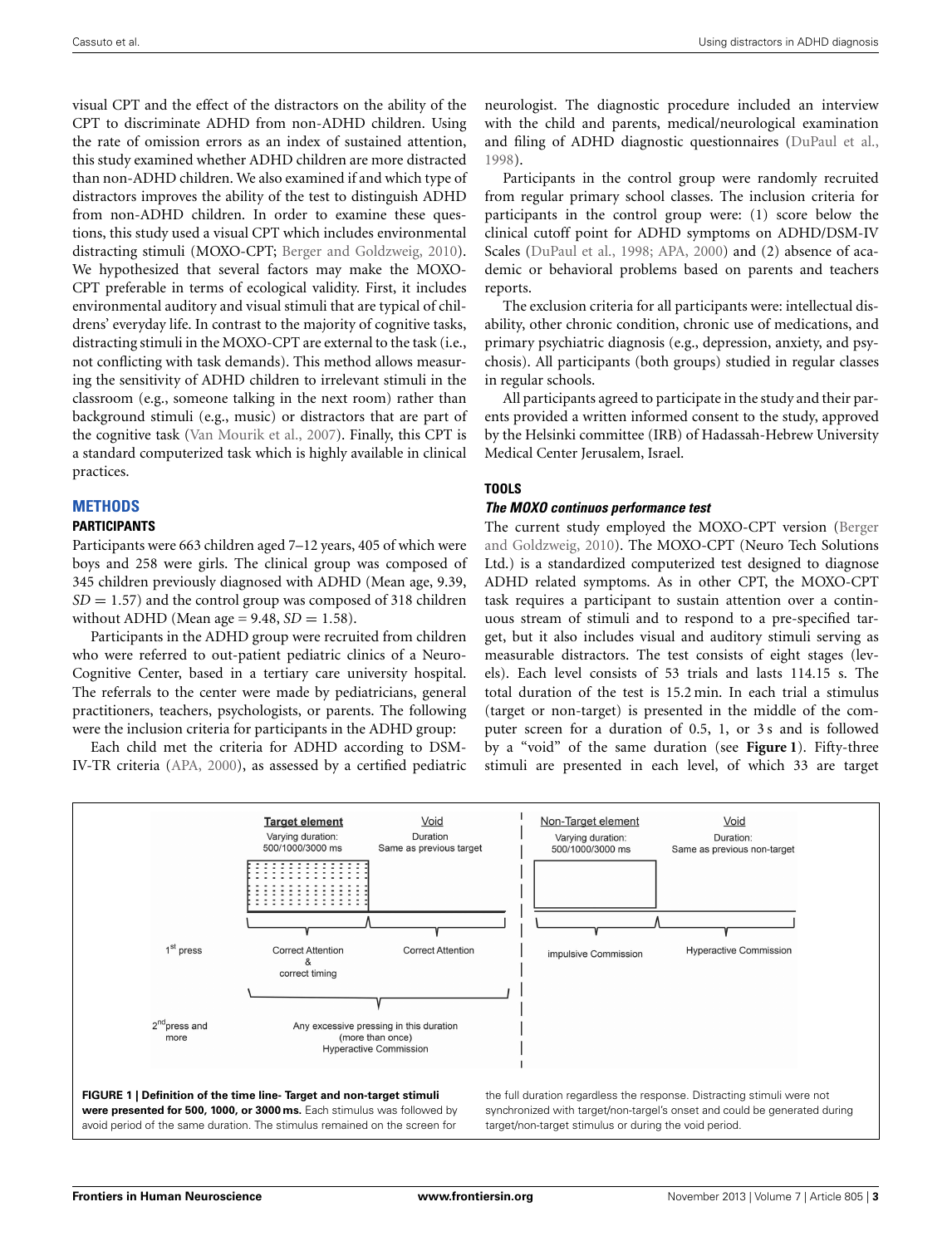visual CPT and the effect of the distractors on the ability of the CPT to discriminate ADHD from non-ADHD children. Using the rate of omission errors as an index of sustained attention, this study examined whether ADHD children are more distracted than non-ADHD children. We also examined if and which type of distractors improves the ability of the test to distinguish ADHD from non-ADHD children. In order to examine these questions, this study used a visual CPT which includes environmental distracting stimuli (MOXO-CPT; Berger and Goldzweig, 2010). We hypothesized that several factors may make the MOXO-CPT preferable in terms of ecological validity. First, it includes environmental auditory and visual stimuli that are typical of childrens' everyday life. In contrast to the majority of cognitive tasks, distracting stimuli in the MOXO-CPT are external to the task (i.e., not conflicting with task demands). This method allows measuring the sensitivity of ADHD children to irrelevant stimuli in the classroom (e.g., someone talking in the next room) rather than background stimuli (e.g., music) or distractors that are part of the cognitive task (Van Mourik et al., 2007). Finally, this CPT is a standard computerized task which is highly available in clinical practices.

## METHODS

### PARTICIPANTS

Participants were 663 children aged 7–12 years, 405 of which were boys and 258 were girls. The clinical group was composed of 345 children previously diagnosed with ADHD (Mean age, 9.39, $SD = 1.57$) and the control group was composed of 318 children without ADHD (Mean age = 9.48, $SD = 1.58$).

Participants in the ADHD group were recruited from children who were referred to out-patient pediatric clinics of a Neuro-Cognitive Center, based in a tertiary care university hospital. The referrals to the center were made by pediatricians, general practitioners, teachers, psychologists, or parents. The following were the inclusion criteria for participants in the ADHD group:

Each child met the criteria for ADHD according to DSM-IV-TR criteria (APA, 2000), as assessed by a certified pediatric neurologist. The diagnostic procedure included an interview with the child and parents, medical/neurological examination and filing of ADHD diagnostic questionnaires (DuPaul et al., 1998).

Participants in the control group were randomly recruited from regular primary school classes. The inclusion criteria for participants in the control group were: (1) score below the clinical cutoff point for ADHD symptoms on ADHD/DSM-IV Scales (DuPaul et al., 1998; APA, 2000) and (2) absence of academic or behavioral problems based on parents and teachers reports.

The exclusion criteria for all participants were: intellectual disability, other chronic condition, chronic use of medications, and primary psychiatric diagnosis (e.g., depression, anxiety, and psychosis). All participants (both groups) studied in regular classes in regular schools.

All participants agreed to participate in the study and their parents provided a written informed consent to the study, approved by the Helsinki committee (IRB) of Hadassah-Hebrew University Medical Center Jerusalem, Israel.

### TOOLS

#### *The MOXO continuos performance test*

The current study employed the MOXO-CPT version (Berger and Goldzweig, 2010). The MOXO-CPT (Neuro Tech Solutions Ltd.) is a standardized computerized test designed to diagnose ADHD related symptoms. As in other CPT, the MOXO-CPT task requires a participant to sustain attention over a continuous stream of stimuli and to respond to a pre-specified target, but it also includes visual and auditory stimuli serving as measurable distractors. The test consists of eight stages (levels). Each level consists of 53 trials and lasts 114.15 s. The total duration of the test is 15.2 min. In each trial a stimulus (target or non-target) is presented in the middle of the computer screen for a duration of 0.5, 1, or 3 s and is followed by a "void" of the same duration (see **Figure 1**). Fifty-three stimuli are presented in each level, of which 33 are target

| | Target element (Varying duration: 500/1000/3000 ms) | Void (Duration: Same as previous target) | Non-Target element (Varying duration: 500/1000/3000 ms) | Void (Duration: Same as previous non-target) |
|---|---|---|---|---|
| 1st press | Correct Attention & correct timing | Correct Attention | impulsive Commission | Hyperactive Commission |
| 2nd press and more | Any excessive pressing in this duration (more than once) Hyperactive Commission | | | |

**FIGURE 1 | Definition of the time line- Target and non-target stimuli were presented for 500, 1000, or 3000 ms.** Each stimulus was followed by avoid period of the same duration. The stimulus remained on the screen for the full duration regardless the response. Distracting stimuli were not synchronized with target/non-target's onset and could be generated during target/non-target stimulus or during the void period.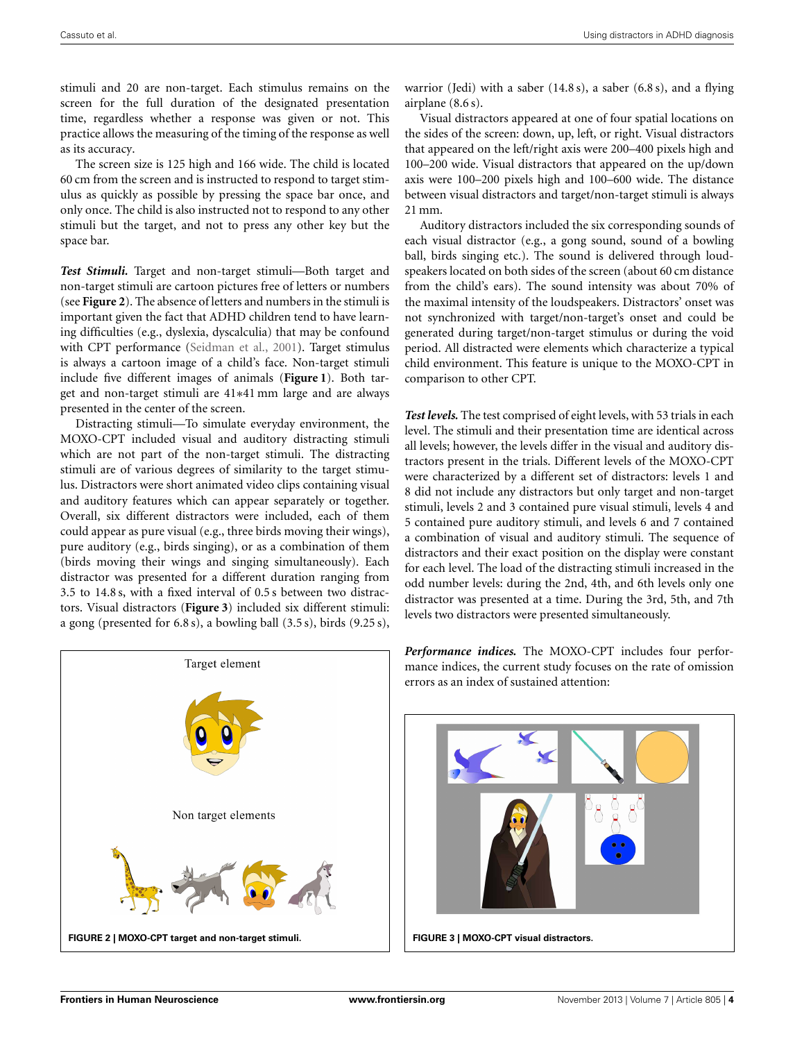stimuli and 20 are non-target. Each stimulus remains on the screen for the full duration of the designated presentation time, regardless whether a response was given or not. This practice allows the measuring of the timing of the response as well as its accuracy.

The screen size is 125 high and 166 wide. The child is located 60 cm from the screen and is instructed to respond to target stimulus as quickly as possible by pressing the space bar once, and only once. The child is also instructed not to respond to any other stimuli but the target, and not to press any other key but the space bar.

***Test Stimuli.*** Target and non-target stimuli—Both target and non-target stimuli are cartoon pictures free of letters or numbers (see **Figure 2**). The absence of letters and numbers in the stimuli is important given the fact that ADHD children tend to have learning difficulties (e.g., dyslexia, dyscalculia) that may be confound with CPT performance (Seidman et al., 2001). Target stimulus is always a cartoon image of a child's face. Non-target stimuli include five different images of animals (**Figure 1**). Both target and non-target stimuli are 41*41 mm large and are always presented in the center of the screen.

Distracting stimuli—To simulate everyday environment, the MOXO-CPT included visual and auditory distracting stimuli which are not part of the non-target stimuli. The distracting stimuli are of various degrees of similarity to the target stimulus. Distractors were short animated video clips containing visual and auditory features which can appear separately or together. Overall, six different distractors were included, each of them could appear as pure visual (e.g., three birds moving their wings), pure auditory (e.g., birds singing), or as a combination of them (birds moving their wings and singing simultaneously). Each distractor was presented for a different duration ranging from 3.5 to 14.8 s, with a fixed interval of 0.5 s between two distractors. Visual distractors (**Figure 3**) included six different stimuli: a gong (presented for 6.8 s), a bowling ball (3.5 s), birds (9.25 s), warrior (Jedi) with a saber (14.8 s), a saber (6.8 s), and a flying airplane (8.6 s).

Visual distractors appeared at one of four spatial locations on the sides of the screen: down, up, left, or right. Visual distractors that appeared on the left/right axis were 200–400 pixels high and 100–200 wide. Visual distractors that appeared on the up/down axis were 100–200 pixels high and 100–600 wide. The distance between visual distractors and target/non-target stimuli is always 21 mm.

Auditory distractors included the six corresponding sounds of each visual distractor (e.g., a gong sound, sound of a bowling ball, birds singing etc.). The sound is delivered through loudspeakers located on both sides of the screen (about 60 cm distance from the child's ears). The sound intensity was about 70% of the maximal intensity of the loudspeakers. Distractors' onset was not synchronized with target/non-target's onset and could be generated during target/non-target stimulus or during the void period. All distracted were elements which characterize a typical child environment. This feature is unique to the MOXO-CPT in comparison to other CPT.

***Test levels.*** The test comprised of eight levels, with 53 trials in each level. The stimuli and their presentation time are identical across all levels; however, the levels differ in the visual and auditory distractors present in the trials. Different levels of the MOXO-CPT were characterized by a different set of distractors: levels 1 and 8 did not include any distractors but only target and non-target stimuli, levels 2 and 3 contained pure visual stimuli, levels 4 and 5 contained pure auditory stimuli, and levels 6 and 7 contained a combination of visual and auditory stimuli. The sequence of distractors and their exact position on the display were constant for each level. The load of the distracting stimuli increased in the odd number levels: during the 2nd, 4th, and 6th levels only one distractor was presented at a time. During the 3rd, 5th, and 7th levels two distractors were presented simultaneously.

***Performance indices.*** The MOXO-CPT includes four performance indices, the current study focuses on the rate of omission errors as an index of sustained attention:

Target element

Non target elements

**FIGURE 2 | MOXO-CPT target and non-target stimuli.**

**FIGURE 3 | MOXO-CPT visual distractors.**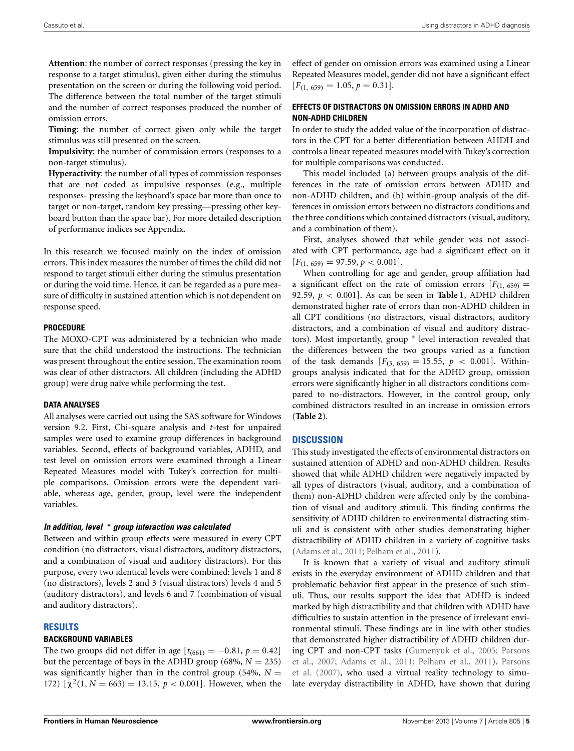**Attention**: the number of correct responses (pressing the key in response to a target stimulus), given either during the stimulus presentation on the screen or during the following void period. The difference between the total number of the target stimuli and the number of correct responses produced the number of omission errors.

**Timing**: the number of correct given only while the target stimulus was still presented on the screen.

**Impulsivity**: the number of commission errors (responses to a non-target stimulus).

**Hyperactivity**: the number of all types of commission responses that are not coded as impulsive responses (e.g., multiple responses- pressing the keyboard's space bar more than once to target or non-target, random key pressing—pressing other keyboard button than the space bar). For more detailed description of performance indices see Appendix.

In this research we focused mainly on the index of omission errors. This index measures the number of times the child did not respond to target stimuli either during the stimulus presentation or during the void time. Hence, it can be regarded as a pure measure of difficulty in sustained attention which is not dependent on response speed.

### PROCEDURE

The MOXO-CPT was administered by a technician who made sure that the child understood the instructions. The technician was present throughout the entire session. The examination room was clear of other distractors. All children (including the ADHD group) were drug naïve while performing the test.

### DATA ANALYSES

All analyses were carried out using the SAS software for Windows version 9.2. First, Chi-square analysis and *t*-test for unpaired samples were used to examine group differences in background variables. Second, effects of background variables, ADHD, and test level on omission errors were examined through a Linear Repeated Measures model with Tukey's correction for multiple comparisons. Omission errors were the dependent variable, whereas age, gender, group, level were the independent variables.

#### *In addition, level * group interaction was calculated*

Between and within group effects were measured in every CPT condition (no distractors, visual distractors, auditory distractors, and a combination of visual and auditory distractors). For this purpose, every two identical levels were combined: levels 1 and 8 (no distractors), levels 2 and 3 (visual distractors) levels 4 and 5 (auditory distractors), and levels 6 and 7 (combination of visual and auditory distractors).

## RESULTS

### BACKGROUND VARIABLES

The two groups did not differ in age [$t_{(661)} = -0.81$, $p = 0.42$] but the percentage of boys in the ADHD group (68%, $N = 235$) was significantly higher than in the control group (54%, $N = 172$) [$\chi^2(1, N = 663) = 13.15$, $p < 0.001$]. However, when the effect of gender on omission errors was examined using a Linear Repeated Measures model, gender did not have a significant effect [$F_{(1, 659)} = 1.05$, $p = 0.31$].

### EFFECTS OF DISTRACTORS ON OMISSION ERRORS IN ADHD AND NON-ADHD CHILDREN

In order to study the added value of the incorporation of distractors in the CPT for a better differentiation between AHDH and controls a linear repeated measures model with Tukey's correction for multiple comparisons was conducted.

This model included (a) between groups analysis of the differences in the rate of omission errors between ADHD and non-ADHD children, and (b) within-group analysis of the differences in omission errors between no distractors conditions and the three conditions which contained distractors (visual, auditory, and a combination of them).

First, analyses showed that while gender was not associated with CPT performance, age had a significant effect on it [$F_{(1, 659)} = 97.59$, $p < 0.001$].

When controlling for age and gender, group affiliation had a significant effect on the rate of omission errors [$F_{(1, 659)} = 92.59$, $p < 0.001$]. As can be seen in **Table 1**, ADHD children demonstrated higher rate of errors than non-ADHD children in all CPT conditions (no distractors, visual distractors, auditory distractors, and a combination of visual and auditory distractors). Most importantly, group * level interaction revealed that the differences between the two groups varied as a function of the task demands [$F_{(3, 659)} = 15.55$, $p < 0.001$]. Within-groups analysis indicated that for the ADHD group, omission errors were significantly higher in all distractors conditions compared to no-distractors. However, in the control group, only combined distractors resulted in an increase in omission errors (**Table 2**).

## DISCUSSION

This study investigated the effects of environmental distractors on sustained attention of ADHD and non-ADHD children. Results showed that while ADHD children were negatively impacted by all types of distractors (visual, auditory, and a combination of them) non-ADHD children were affected only by the combination of visual and auditory stimuli. This finding confirms the sensitivity of ADHD children to environmental distracting stimuli and is consistent with other studies demonstrating higher distractibility of ADHD children in a variety of cognitive tasks (Adams et al., 2011; Pelham et al., 2011).

It is known that a variety of visual and auditory stimuli exists in the everyday environment of ADHD children and that problematic behavior first appear in the presence of such stimuli. Thus, our results support the idea that ADHD is indeed marked by high distractibility and that children with ADHD have difficulties to sustain attention in the presence of irrelevant environmental stimuli. These findings are in line with other studies that demonstrated higher distractibility of ADHD children during CPT and non-CPT tasks (Gumenyuk et al., 2005; Parsons et al., 2007; Adams et al., 2011; Pelham et al., 2011). Parsons et al. (2007), who used a virtual reality technology to simulate everyday distractibility in ADHD, have shown that during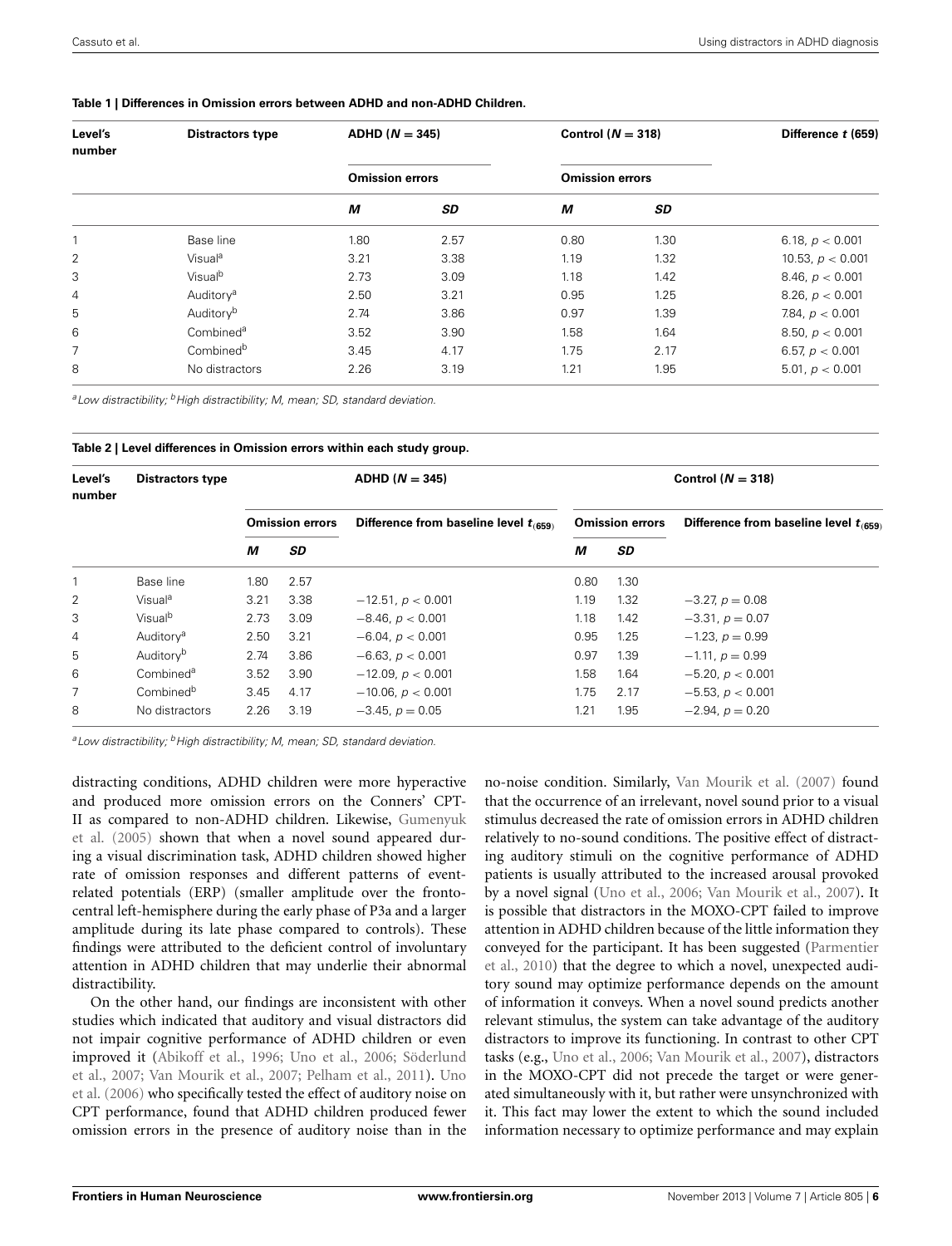**Table 1 | Differences in Omission errors between ADHD and non-ADHD Children.**

| Level's number | Distractors type | ADHD ($N = 345$) | | Control ($N = 318$) | | Difference $t$ (659) |
|---|---|---|---|---|---|---|
| | | Omission errors | | Omission errors | | |
| | | *M* | *SD* | *M* | *SD* | |
| 1 | Base line | 1.80 | 2.57 | 0.80 | 1.30 | 6.18, $p < 0.001$ |
| 2 | Visual[a] | 3.21 | 3.38 | 1.19 | 1.32 | 10.53, $p < 0.001$ |
| 3 | Visual[b] | 2.73 | 3.09 | 1.18 | 1.42 | 8.46, $p < 0.001$ |
| 4 | Auditory[a] | 2.50 | 3.21 | 0.95 | 1.25 | 8.26, $p < 0.001$ |
| 5 | Auditory[b] | 2.74 | 3.86 | 0.97 | 1.39 | 7.84, $p < 0.001$ |
| 6 | Combined[a] | 3.52 | 3.90 | 1.58 | 1.64 | 8.50, $p < 0.001$ |
| 7 | Combined[b] | 3.45 | 4.17 | 1.75 | 2.17 | 6.57, $p < 0.001$ |
| 8 | No distractors | 2.26 | 3.19 | 1.21 | 1.95 | 5.01, $p < 0.001$ |

*[a]Low distractibility; [b]High distractibility; M, mean; SD, standard deviation.*

**Table 2 | Level differences in Omission errors within each study group.**

| Level's number | Distractors type | ADHD ($N = 345$) | | | Control ($N = 318$) | | |
|---|---|---|---|---|---|---|---|
| | | Omission errors | | Difference from baseline level $t_{(659)}$ | Omission errors | | Difference from baseline level $t_{(659)}$ |
| | | *M* | *SD* | | *M* | *SD* | |
| 1 | Base line | 1.80 | 2.57 | | 0.80 | 1.30 | |
| 2 | Visual[a] | 3.21 | 3.38 | −12.51, $p < 0.001$ | 1.19 | 1.32 | −3.27, $p = 0.08$ |
| 3 | Visual[b] | 2.73 | 3.09 | −8.46, $p < 0.001$ | 1.18 | 1.42 | −3.31, $p = 0.07$ |
| 4 | Auditory[a] | 2.50 | 3.21 | −6.04, $p < 0.001$ | 0.95 | 1.25 | −1.23, $p = 0.99$ |
| 5 | Auditory[b] | 2.74 | 3.86 | −6.63, $p < 0.001$ | 0.97 | 1.39 | −1.11, $p = 0.99$ |
| 6 | Combined[a] | 3.52 | 3.90 | −12.09, $p < 0.001$ | 1.58 | 1.64 | −5.20, $p < 0.001$ |
| 7 | Combined[b] | 3.45 | 4.17 | −10.06, $p < 0.001$ | 1.75 | 2.17 | −5.53, $p < 0.001$ |
| 8 | No distractors | 2.26 | 3.19 | −3.45, $p = 0.05$ | 1.21 | 1.95 | −2.94, $p = 0.20$ |

*[a]Low distractibility; [b]High distractibility; M, mean; SD, standard deviation.*

distracting conditions, ADHD children were more hyperactive and produced more omission errors on the Conners' CPT-II as compared to non-ADHD children. Likewise, Gumenyuk et al. (2005) shown that when a novel sound appeared during a visual discrimination task, ADHD children showed higher rate of omission responses and different patterns of event-related potentials (ERP) (smaller amplitude over the fronto-central left-hemisphere during the early phase of P3a and a larger amplitude during its late phase compared to controls). These findings were attributed to the deficient control of involuntary attention in ADHD children that may underlie their abnormal distractibility.

On the other hand, our findings are inconsistent with other studies which indicated that auditory and visual distractors did not impair cognitive performance of ADHD children or even improved it (Abikoff et al., 1996; Uno et al., 2006; Söderlund et al., 2007; Van Mourik et al., 2007; Pelham et al., 2011). Uno et al. (2006) who specifically tested the effect of auditory noise on CPT performance, found that ADHD children produced fewer omission errors in the presence of auditory noise than in the no-noise condition. Similarly, Van Mourik et al. (2007) found that the occurrence of an irrelevant, novel sound prior to a visual stimulus decreased the rate of omission errors in ADHD children relatively to no-sound conditions. The positive effect of distracting auditory stimuli on the cognitive performance of ADHD patients is usually attributed to the increased arousal provoked by a novel signal (Uno et al., 2006; Van Mourik et al., 2007). It is possible that distractors in the MOXO-CPT failed to improve attention in ADHD children because of the little information they conveyed for the participant. It has been suggested (Parmentier et al., 2010) that the degree to which a novel, unexpected auditory sound may optimize performance depends on the amount of information it conveys. When a novel sound predicts another relevant stimulus, the system can take advantage of the auditory distractors to improve its functioning. In contrast to other CPT tasks (e.g., Uno et al., 2006; Van Mourik et al., 2007), distractors in the MOXO-CPT did not precede the target or were generated simultaneously with it, but rather were unsynchronized with it. This fact may lower the extent to which the sound included information necessary to optimize performance and may explain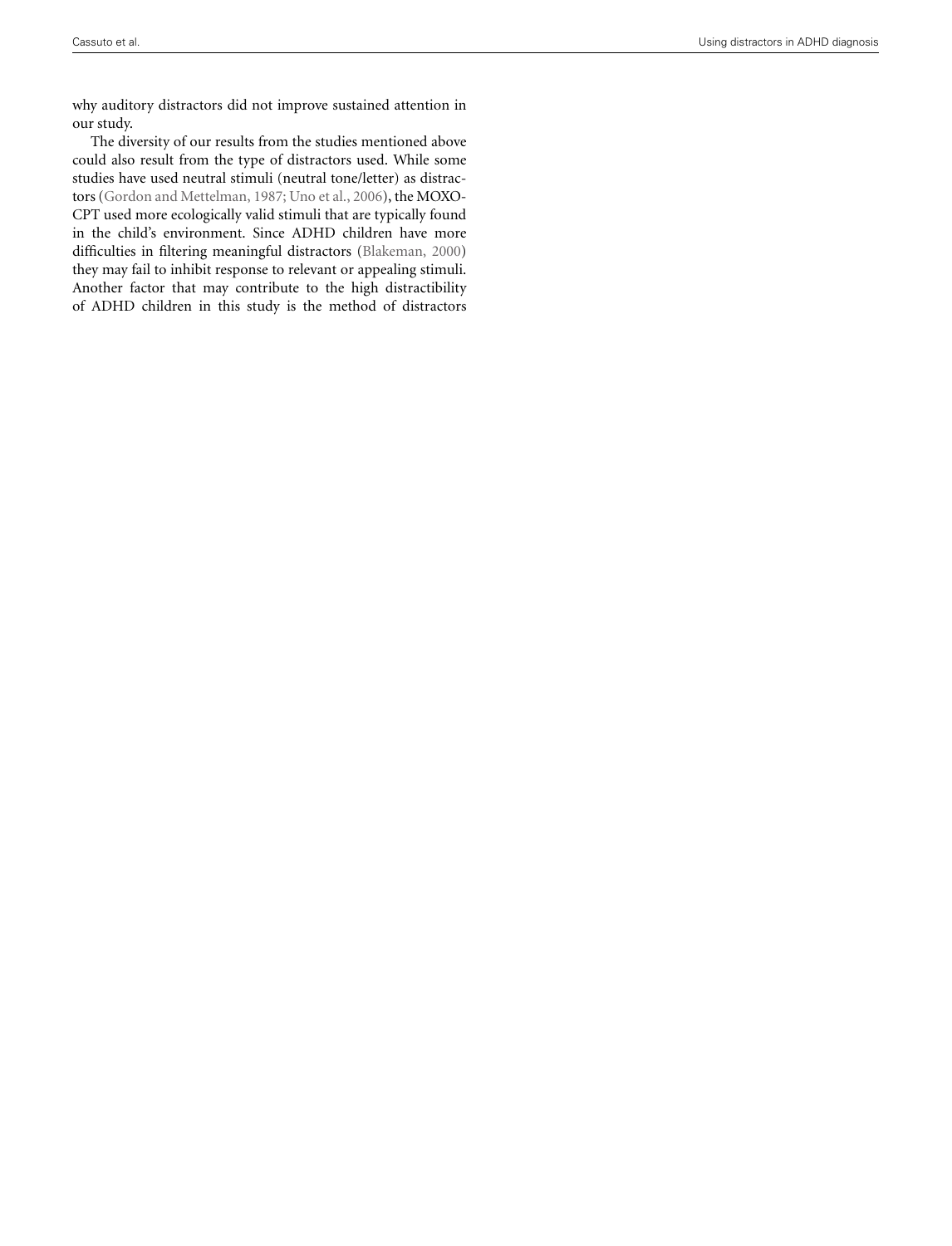why auditory distractors did not improve sustained attention in our study.

The diversity of our results from the studies mentioned above could also result from the type of distractors used. While some studies have used neutral stimuli (neutral tone/letter) as distractors (Gordon and Mettelman, 1987; Uno et al., 2006), the MOXO-CPT used more ecologically valid stimuli that are typically found in the child's environment. Since ADHD children have more difficulties in filtering meaningful distractors (Blakeman, 2000) they may fail to inhibit response to relevant or appealing stimuli. Another factor that may contribute to the high distractibility of ADHD children in this study is the method of distractors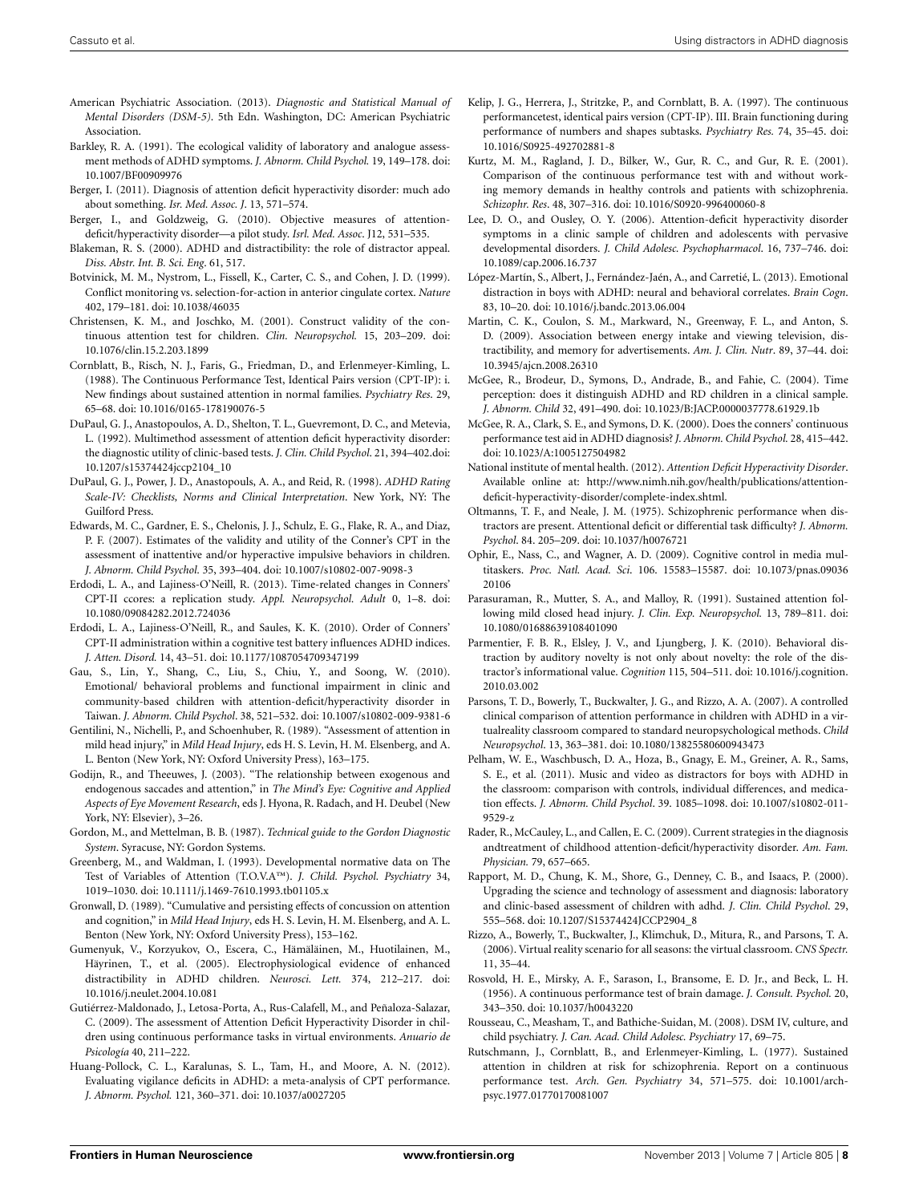American Psychiatric Association. (2013). *Diagnostic and Statistical Manual of Mental Disorders (DSM-5)*. 5th Edn. Washington, DC: American Psychiatric Association.

Barkley, R. A. (1991). The ecological validity of laboratory and analogue assessment methods of ADHD symptoms. *J. Abnorm. Child Psychol.* 19, 149–178. doi: 10.1007/BF00909976

Berger, I. (2011). Diagnosis of attention deficit hyperactivity disorder: much ado about something. *Isr. Med. Assoc. J*. 13, 571–574.

Berger, I., and Goldzweig, G. (2010). Objective measures of attention-deficit/hyperactivity disorder—a pilot study. *Isrl. Med. Assoc.* J12, 531–535.

Blakeman, R. S. (2000). ADHD and distractibility: the role of distractor appeal. *Diss. Abstr. Int. B. Sci. Eng*. 61, 517.

Botvinick, M. M., Nystrom, L., Fissell, K., Carter, C. S., and Cohen, J. D. (1999). Conflict monitoring vs. selection-for-action in anterior cingulate cortex. *Nature* 402, 179–181. doi: 10.1038/46035

Christensen, K. M., and Joschko, M. (2001). Construct validity of the continuous attention test for children. *Clin. Neuropsychol.* 15, 203–209. doi: 10.1076/clin.15.2.203.1899

Cornblatt, B., Risch, N. J., Faris, G., Friedman, D., and Erlenmeyer-Kimling, L. (1988). The Continuous Performance Test, Identical Pairs version (CPT-IP): i. New findings about sustained attention in normal families. *Psychiatry Res.* 29, 65–68. doi: 10.1016/0165-178190076-5

DuPaul, G. J., Anastopoulos, A. D., Shelton, T. L., Guevremont, D. C., and Metevia, L. (1992). Multimethod assessment of attention deficit hyperactivity disorder: the diagnostic utility of clinic-based tests. *J. Clin. Child Psychol*. 21, 394–402.doi: 10.1207/s15374424jccp2104_10

DuPaul, G. J., Power, J. D., Anastopouls, A. A., and Reid, R. (1998). *ADHD Rating Scale-IV: Checklists, Norms and Clinical Interpretation*. New York, NY: The Guilford Press.

Edwards, M. C., Gardner, E. S., Chelonis, J. J., Schulz, E. G., Flake, R. A., and Diaz, P. F. (2007). Estimates of the validity and utility of the Conner's CPT in the assessment of inattentive and/or hyperactive impulsive behaviors in children. *J. Abnorm. Child Psychol.* 35, 393–404. doi: 10.1007/s10802-007-9098-3

Erdodi, L. A., and Lajiness-O'Neill, R. (2013). Time-related changes in Conners' CPT-II ccores: a replication study. *Appl. Neuropsychol. Adult* 0, 1–8. doi: 10.1080/09084282.2012.724036

Erdodi, L. A., Lajiness-O'Neill, R., and Saules, K. K. (2010). Order of Conners' CPT-II administration within a cognitive test battery influences ADHD indices. *J. Atten. Disord.* 14, 43–51. doi: 10.1177/1087054709347199

Gau, S., Lin, Y., Shang, C., Liu, S., Chiu, Y., and Soong, W. (2010). Emotional/ behavioral problems and functional impairment in clinic and community-based children with attention-deficit/hyperactivity disorder in Taiwan. *J. Abnorm. Child Psychol*. 38, 521–532. doi: 10.1007/s10802-009-9381-6

Gentilini, N., Nichelli, P., and Schoenhuber, R. (1989). "Assessment of attention in mild head injury," in *Mild Head Injury*, eds H. S. Levin, H. M. Elsenberg, and A. L. Benton (New York, NY: Oxford University Press), 163–175.

Godijn, R., and Theeuwes, J. (2003). "The relationship between exogenous and endogenous saccades and attention," in *The Mind's Eye: Cognitive and Applied Aspects of Eye Movement Research*, eds J. Hyona, R. Radach, and H. Deubel (New York, NY: Elsevier), 3–26.

Gordon, M., and Mettelman, B. B. (1987). *Technical guide to the Gordon Diagnostic System*. Syracuse, NY: Gordon Systems.

Greenberg, M., and Waldman, I. (1993). Developmental normative data on The Test of Variables of Attention (T.O.V.A™). *J. Child. Psychol. Psychiatry* 34, 1019–1030. doi: 10.1111/j.1469-7610.1993.tb01105.x

Gronwall, D. (1989). "Cumulative and persisting effects of concussion on attention and cognition," in *Mild Head Injury*, eds H. S. Levin, H. M. Elsenberg, and A. L. Benton (New York, NY: Oxford University Press), 153–162.

Gumenyuk, V., Korzyukov, O., Escera, C., Hämäläinen, M., Huotilainen, M., Häyrinen, T., et al. (2005). Electrophysiological evidence of enhanced distractibility in ADHD children. *Neurosci. Lett.* 374, 212–217. doi: 10.1016/j.neulet.2004.10.081

Gutiérrez-Maldonado, J., Letosa-Porta, A., Rus-Calafell, M., and Peñaloza-Salazar, C. (2009). The assessment of Attention Deficit Hyperactivity Disorder in children using continuous performance tasks in virtual environments. *Anuario de Psicología* 40, 211–222.

Huang-Pollock, C. L., Karalunas, S. L., Tam, H., and Moore, A. N. (2012). Evaluating vigilance deficits in ADHD: a meta-analysis of CPT performance. *J. Abnorm. Psychol.* 121, 360–371. doi: 10.1037/a0027205

Kelip, J. G., Herrera, J., Stritzke, P., and Cornblatt, B. A. (1997). The continuous performancetest, identical pairs version (CPT-IP). III. Brain functioning during performance of numbers and shapes subtasks. *Psychiatry Res.* 74, 35–45. doi: 10.1016/S0925-492702881-8

Kurtz, M. M., Ragland, J. D., Bilker, W., Gur, R. C., and Gur, R. E. (2001). Comparison of the continuous performance test with and without working memory demands in healthy controls and patients with schizophrenia. *Schizophr. Res*. 48, 307–316. doi: 10.1016/S0920-996400060-8

Lee, D. O., and Ousley, O. Y. (2006). Attention-deficit hyperactivity disorder symptoms in a clinic sample of children and adolescents with pervasive developmental disorders. *J. Child Adolesc. Psychopharmacol*. 16, 737–746. doi: 10.1089/cap.2006.16.737

López-Martín, S., Albert, J., Fernández-Jaén, A., and Carretié, L. (2013). Emotional distraction in boys with ADHD: neural and behavioral correlates. *Brain Cogn*. 83, 10–20. doi: 10.1016/j.bandc.2013.06.004

Martin, C. K., Coulon, S. M., Markward, N., Greenway, F. L., and Anton, S. D. (2009). Association between energy intake and viewing television, distractibility, and memory for advertisements. *Am. J. Clin. Nutr*. 89, 37–44. doi: 10.3945/ajcn.2008.26310

McGee, R., Brodeur, D., Symons, D., Andrade, B., and Fahie, C. (2004). Time perception: does it distinguish ADHD and RD children in a clinical sample. *J. Abnorm. Child* 32, 491–490. doi: 10.1023/B:JACP.0000037778.61929.1b

McGee, R. A., Clark, S. E., and Symons, D. K. (2000). Does the conners' continuous performance test aid in ADHD diagnosis? *J. Abnorm. Child Psychol.* 28, 415–442. doi: 10.1023/A:1005127504982

National institute of mental health. (2012). *Attention Deficit Hyperactivity Disorder*. Available online at: http://www.nimh.nih.gov/health/publications/attention-deficit-hyperactivity-disorder/complete-index.shtml.

Oltmanns, T. F., and Neale, J. M. (1975). Schizophrenic performance when distractors are present. Attentional deficit or differential task difficulty? *J. Abnorm. Psychol*. 84. 205–209. doi: 10.1037/h0076721

Ophir, E., Nass, C., and Wagner, A. D. (2009). Cognitive control in media multitaskers. *Proc. Natl. Acad. Sci*. 106. 15583–15587. doi: 10.1073/pnas.09036 20106

Parasuraman, R., Mutter, S. A., and Malloy, R. (1991). Sustained attention following mild closed head injury. *J. Clin. Exp. Neuropsychol.* 13, 789–811. doi: 10.1080/01688639108401090

Parmentier, F. B. R., Elsley, J. V., and Ljungberg, J. K. (2010). Behavioral distraction by auditory novelty is not only about novelty: the role of the distractor's informational value. *Cognition* 115, 504–511. doi: 10.1016/j.cognition. 2010.03.002

Parsons, T. D., Bowerly, T., Buckwalter, J. G., and Rizzo, A. A. (2007). A controlled clinical comparison of attention performance in children with ADHD in a virtualreality classroom compared to standard neuropsychological methods. *Child Neuropsychol*. 13, 363–381. doi: 10.1080/13825580600943473

Pelham, W. E., Waschbusch, D. A., Hoza, B., Gnagy, E. M., Greiner, A. R., Sams, S. E., et al. (2011). Music and video as distractors for boys with ADHD in the classroom: comparison with controls, individual differences, and medication effects. *J. Abnorm. Child Psychol*. 39. 1085–1098. doi: 10.1007/s10802-011-9529-z

Rader, R., McCauley, L., and Callen, E. C. (2009). Current strategies in the diagnosis andtreatment of childhood attention-deficit/hyperactivity disorder. *Am. Fam. Physician.* 79, 657–665.

Rapport, M. D., Chung, K. M., Shore, G., Denney, C. B., and Isaacs, P. (2000). Upgrading the science and technology of assessment and diagnosis: laboratory and clinic-based assessment of children with adhd. *J. Clin. Child Psychol*. 29, 555–568. doi: 10.1207/S15374424JCCP2904_8

Rizzo, A., Bowerly, T., Buckwalter, J., Klimchuk, D., Mitura, R., and Parsons, T. A. (2006). Virtual reality scenario for all seasons: the virtual classroom. *CNS Spectr.* 11, 35–44.

Rosvold, H. E., Mirsky, A. F., Sarason, I., Bransome, E. D. Jr., and Beck, L. H. (1956). A continuous performance test of brain damage. *J. Consult. Psychol.* 20, 343–350. doi: 10.1037/h0043220

Rousseau, C., Measham, T., and Bathiche-Suidan, M. (2008). DSM IV, culture, and child psychiatry. *J. Can. Acad. Child Adolesc. Psychiatry* 17, 69–75.

Rutschmann, J., Cornblatt, B., and Erlenmeyer-Kimling, L. (1977). Sustained attention in children at risk for schizophrenia. Report on a continuous performance test. *Arch. Gen. Psychiatry* 34, 571–575. doi: 10.1001/archpsyc.1977.01770170081007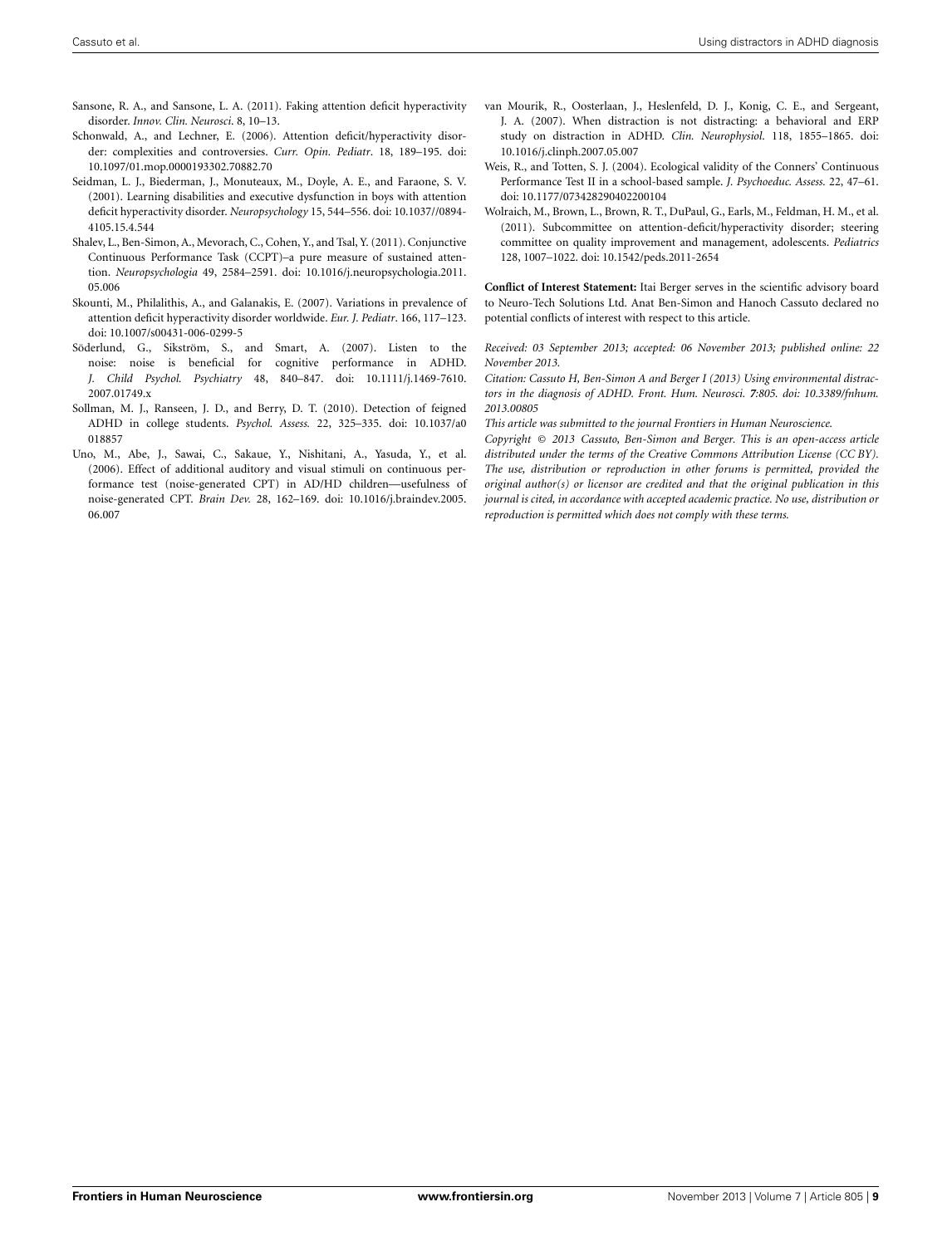Sansone, R. A., and Sansone, L. A. (2011). Faking attention deficit hyperactivity disorder. *Innov. Clin. Neurosci*. 8, 10–13.

Schonwald, A., and Lechner, E. (2006). Attention deficit/hyperactivity disorder: complexities and controversies. *Curr. Opin. Pediatr*. 18, 189–195. doi: 10.1097/01.mop.0000193302.70882.70

Seidman, L. J., Biederman, J., Monuteaux, M., Doyle, A. E., and Faraone, S. V. (2001). Learning disabilities and executive dysfunction in boys with attention deficit hyperactivity disorder. *Neuropsychology* 15, 544–556. doi: 10.1037//0894-4105.15.4.544

Shalev, L., Ben-Simon, A., Mevorach, C., Cohen, Y., and Tsal, Y. (2011). Conjunctive Continuous Performance Task (CCPT)–a pure measure of sustained attention. *Neuropsychologia* 49, 2584–2591. doi: 10.1016/j.neuropsychologia.2011.05.006

Skounti, M., Philalithis, A., and Galanakis, E. (2007). Variations in prevalence of attention deficit hyperactivity disorder worldwide. *Eur. J. Pediatr*. 166, 117–123. doi: 10.1007/s00431-006-0299-5

Söderlund, G., Sikström, S., and Smart, A. (2007). Listen to the noise: noise is beneficial for cognitive performance in ADHD. *J. Child Psychol. Psychiatry* 48, 840–847. doi: 10.1111/j.1469-7610.2007.01749.x

Sollman, M. J., Ranseen, J. D., and Berry, D. T. (2010). Detection of feigned ADHD in college students. *Psychol. Assess.* 22, 325–335. doi: 10.1037/a0018857

Uno, M., Abe, J., Sawai, C., Sakaue, Y., Nishitani, A., Yasuda, Y., et al. (2006). Effect of additional auditory and visual stimuli on continuous performance test (noise-generated CPT) in AD/HD children—usefulness of noise-generated CPT. *Brain Dev.* 28, 162–169. doi: 10.1016/j.braindev.2005.06.007

van Mourik, R., Oosterlaan, J., Heslenfeld, D. J., Konig, C. E., and Sergeant, J. A. (2007). When distraction is not distracting: a behavioral and ERP study on distraction in ADHD. *Clin. Neurophysiol.* 118, 1855–1865. doi: 10.1016/j.clinph.2007.05.007

Weis, R., and Totten, S. J. (2004). Ecological validity of the Conners' Continuous Performance Test II in a school-based sample. *J. Psychoeduc. Assess.* 22, 47–61. doi: 10.1177/073428290402200104

Wolraich, M., Brown, L., Brown, R. T., DuPaul, G., Earls, M., Feldman, H. M., et al. (2011). Subcommittee on attention-deficit/hyperactivity disorder; steering committee on quality improvement and management, adolescents. *Pediatrics* 128, 1007–1022. doi: 10.1542/peds.2011-2654

**Conflict of Interest Statement:** Itai Berger serves in the scientific advisory board to Neuro-Tech Solutions Ltd. Anat Ben-Simon and Hanoch Cassuto declared no potential conflicts of interest with respect to this article.

*Received: 03 September 2013; accepted: 06 November 2013; published online: 22 November 2013.*

*Citation: Cassuto H, Ben-Simon A and Berger I (2013) Using environmental distractors in the diagnosis of ADHD. Front. Hum. Neurosci.* ***7****:805. doi: 10.3389/fnhum.2013.00805*

*This article was submitted to the journal Frontiers in Human Neuroscience.*

*Copyright © 2013 Cassuto, Ben-Simon and Berger. This is an open-access article distributed under the terms of the Creative Commons Attribution License (CC BY). The use, distribution or reproduction in other forums is permitted, provided the original author(s) or licensor are credited and that the original publication in this journal is cited, in accordance with accepted academic practice. No use, distribution or reproduction is permitted which does not comply with these terms.*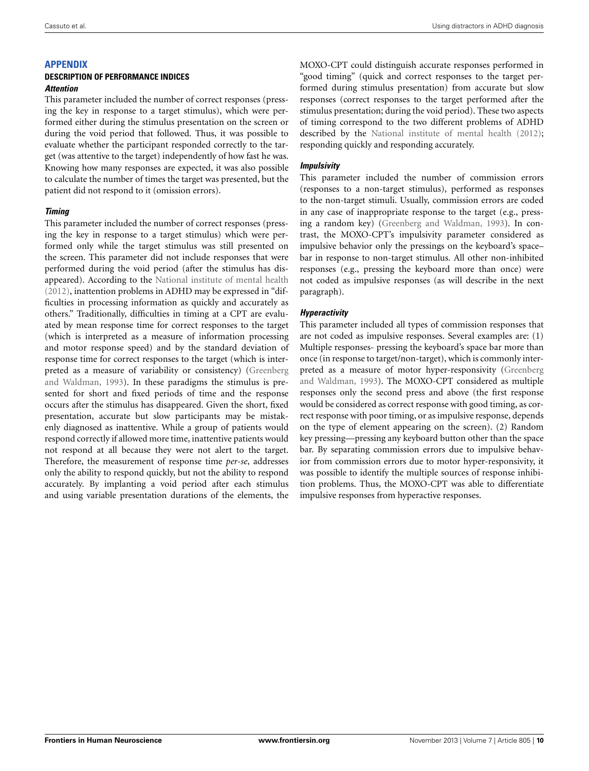## APPENDIX

### DESCRIPTION OF PERFORMANCE INDICES

#### *Attention*

This parameter included the number of correct responses (pressing the key in response to a target stimulus), which were performed either during the stimulus presentation on the screen or during the void period that followed. Thus, it was possible to evaluate whether the participant responded correctly to the target (was attentive to the target) independently of how fast he was. Knowing how many responses are expected, it was also possible to calculate the number of times the target was presented, but the patient did not respond to it (omission errors).

#### *Timing*

This parameter included the number of correct responses (pressing the key in response to a target stimulus) which were performed only while the target stimulus was still presented on the screen. This parameter did not include responses that were performed during the void period (after the stimulus has disappeared). According to the National institute of mental health (2012), inattention problems in ADHD may be expressed in "difficulties in processing information as quickly and accurately as others." Traditionally, difficulties in timing at a CPT are evaluated by mean response time for correct responses to the target (which is interpreted as a measure of information processing and motor response speed) and by the standard deviation of response time for correct responses to the target (which is interpreted as a measure of variability or consistency) (Greenberg and Waldman, 1993). In these paradigms the stimulus is presented for short and fixed periods of time and the response occurs after the stimulus has disappeared. Given the short, fixed presentation, accurate but slow participants may be mistakenly diagnosed as inattentive. While a group of patients would respond correctly if allowed more time, inattentive patients would not respond at all because they were not alert to the target. Therefore, the measurement of response time *per-se*, addresses only the ability to respond quickly, but not the ability to respond accurately. By implanting a void period after each stimulus and using variable presentation durations of the elements, the MOXO-CPT could distinguish accurate responses performed in "good timing" (quick and correct responses to the target performed during stimulus presentation) from accurate but slow responses (correct responses to the target performed after the stimulus presentation; during the void period). These two aspects of timing correspond to the two different problems of ADHD described by the National institute of mental health (2012); responding quickly and responding accurately.

#### *Impulsivity*

This parameter included the number of commission errors (responses to a non-target stimulus), performed as responses to the non-target stimuli. Usually, commission errors are coded in any case of inappropriate response to the target (e.g., pressing a random key) (Greenberg and Waldman, 1993). In contrast, the MOXO-CPT's impulsivity parameter considered as impulsive behavior only the pressings on the keyboard's space–bar in response to non-target stimulus. All other non-inhibited responses (e.g., pressing the keyboard more than once) were not coded as impulsive responses (as will describe in the next paragraph).

#### *Hyperactivity*

This parameter included all types of commission responses that are not coded as impulsive responses. Several examples are: (1) Multiple responses- pressing the keyboard's space bar more than once (in response to target/non-target), which is commonly interpreted as a measure of motor hyper-responsivity (Greenberg and Waldman, 1993). The MOXO-CPT considered as multiple responses only the second press and above (the first response would be considered as correct response with good timing, as correct response with poor timing, or as impulsive response, depends on the type of element appearing on the screen). (2) Random key pressing—pressing any keyboard button other than the space bar. By separating commission errors due to impulsive behavior from commission errors due to motor hyper-responsivity, it was possible to identify the multiple sources of response inhibition problems. Thus, the MOXO-CPT was able to differentiate impulsive responses from hyperactive responses.